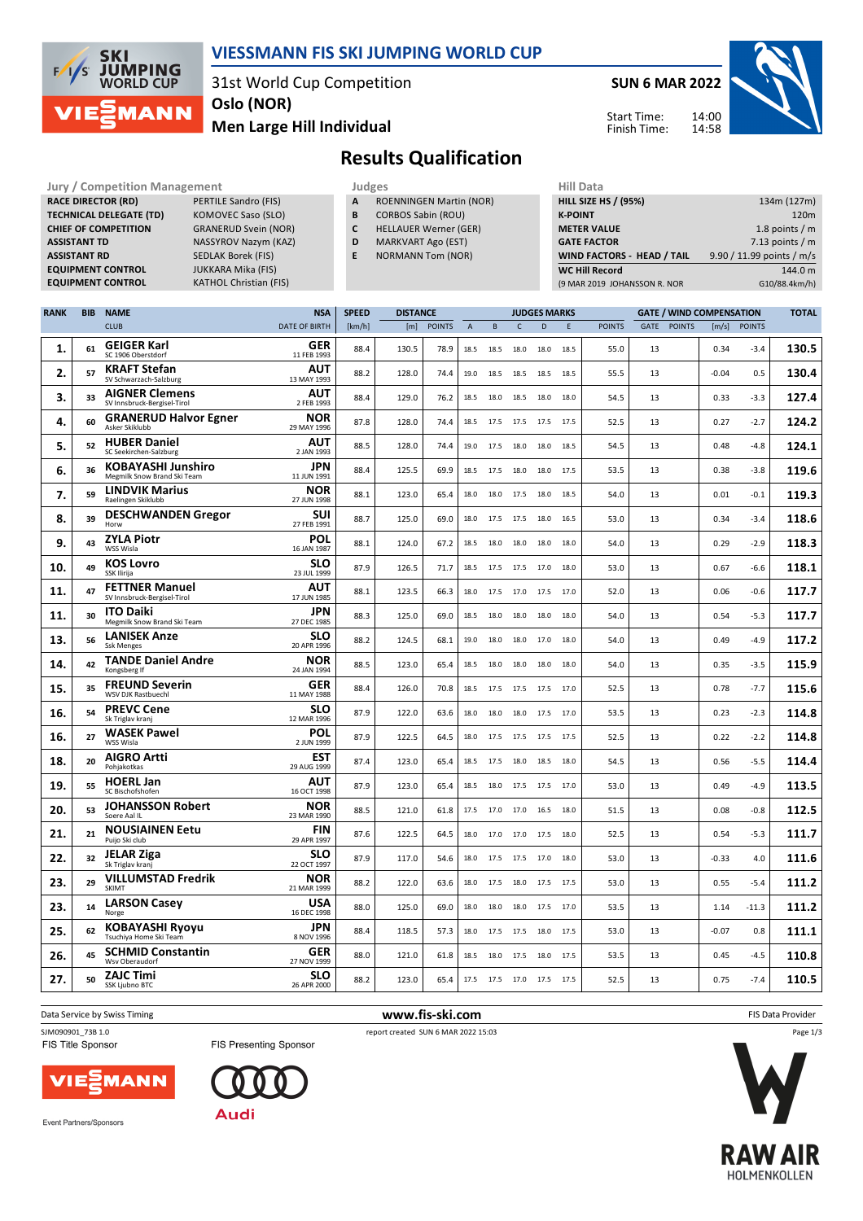# VIESSMANN FIS SKI JUMPING WORLD CUP

31st World Cup Competition
**Oslo (NOR)**
**Men Large Hill Individual**

**SUN 6 MAR 2022**

Start Time: 14:00
Finish Time: 14:58

## Results Qualification

| Jury / Competition Management | |
|---|---|
| **RACE DIRECTOR (RD)** | PERTILE Sandro (FIS) |
| **TECHNICAL DELEGATE (TD)** | KOMOVEC Saso (SLO) |
| **CHIEF OF COMPETITION** | GRANERUD Svein (NOR) |
| **ASSISTANT TD** | NASSYROV Nazym (KAZ) |
| **ASSISTANT RD** | SEDLAK Borek (FIS) |
| **EQUIPMENT CONTROL** | JUKKARA Mika (FIS) |
| **EQUIPMENT CONTROL** | KATHOL Christian (FIS) |

| Judges | |
|---|---|
| **A** | ROENNINGEN Martin (NOR) |
| **B** | CORBOS Sabin (ROU) |
| **C** | HELLAUER Werner (GER) |
| **D** | MARKVART Ago (EST) |
| **E** | NORMANN Tom (NOR) |

| Hill Data | |
|---|---|
| **HILL SIZE HS / (95%)** | 134m (127m) |
| **K-POINT** | 120m |
| **METER VALUE** | 1.8 points / m |
| **GATE FACTOR** | 7.13 points / m |
| **WIND FACTORS - HEAD / TAIL** | 9.90 / 11.99 points / m/s |
| **WC Hill Record** | 144.0 m |
| (9 MAR 2019 JOHANSSON R. NOR | G10/88.4km/h) |

| RANK | BIB | NAME / CLUB | NSA / DATE OF BIRTH | SPEED [km/h] | DISTANCE [m] | DISTANCE POINTS | A | B | C | D | E | JUDGES POINTS | GATE | GATE POINTS | WIND [m/s] | WIND POINTS | TOTAL |
|---|---|---|---|---|---|---|---|---|---|---|---|---|---|---|---|---|---|
| 1. | 61 | **GEIGER Karl** SC 1906 Oberstdorf | GER 11 FEB 1993 | 88.4 | 130.5 | 78.9 | 18.5 | 18.5 | 18.0 | 18.0 | 18.5 | 55.0 | 13 | | 0.34 | -3.4 | **130.5** |
| 2. | 57 | **KRAFT Stefan** SV Schwarzach-Salzburg | AUT 13 MAY 1993 | 88.2 | 128.0 | 74.4 | 19.0 | 18.5 | 18.5 | 18.5 | 18.5 | 55.5 | 13 | | -0.04 | 0.5 | **130.4** |
| 3. | 33 | **AIGNER Clemens** SV Innsbruck-Bergisel-Tirol | AUT 2 FEB 1993 | 88.4 | 129.0 | 76.2 | 18.5 | 18.0 | 18.5 | 18.0 | 18.0 | 54.5 | 13 | | 0.33 | -3.3 | **127.4** |
| 4. | 60 | **GRANERUD Halvor Egner** Asker Skiklubb | NOR 29 MAY 1996 | 87.8 | 128.0 | 74.4 | 18.5 | 17.5 | 17.5 | 17.5 | 17.5 | 52.5 | 13 | | 0.27 | -2.7 | **124.2** |
| 5. | 52 | **HUBER Daniel** SC Seekirchen-Salzburg | AUT 2 JAN 1993 | 88.5 | 128.0 | 74.4 | 19.0 | 17.5 | 18.0 | 18.0 | 18.5 | 54.5 | 13 | | 0.48 | -4.8 | **124.1** |
| 6. | 36 | **KOBAYASHI Junshiro** Megmilk Snow Brand Ski Team | JPN 11 JUN 1991 | 88.4 | 125.5 | 69.9 | 18.5 | 17.5 | 18.0 | 18.0 | 17.5 | 53.5 | 13 | | 0.38 | -3.8 | **119.6** |
| 7. | 59 | **LINDVIK Marius** Raelingen Skiklubb | NOR 27 JUN 1998 | 88.1 | 123.0 | 65.4 | 18.0 | 18.0 | 17.5 | 18.0 | 18.5 | 54.0 | 13 | | 0.01 | -0.1 | **119.3** |
| 8. | 39 | **DESCHWANDEN Gregor** Horw | SUI 27 FEB 1991 | 88.7 | 125.0 | 69.0 | 18.0 | 17.5 | 17.5 | 18.0 | 16.5 | 53.0 | 13 | | 0.34 | -3.4 | **118.6** |
| 9. | 43 | **ZYLA Piotr** WSS Wisla | POL 16 JAN 1987 | 88.1 | 124.0 | 67.2 | 18.5 | 18.0 | 18.0 | 18.0 | 18.0 | 54.0 | 13 | | 0.29 | -2.9 | **118.3** |
| 10. | 49 | **KOS Lovro** SSK Ilirija | SLO 23 JUL 1999 | 87.9 | 126.5 | 71.7 | 18.5 | 17.5 | 17.5 | 17.0 | 18.0 | 53.0 | 13 | | 0.67 | -6.6 | **118.1** |
| 11. | 47 | **FETTNER Manuel** SV Innsbruck-Bergisel-Tirol | AUT 17 JUN 1985 | 88.1 | 123.5 | 66.3 | 18.0 | 17.5 | 17.0 | 17.5 | 17.0 | 52.0 | 13 | | 0.06 | -0.6 | **117.7** |
| 11. | 30 | **ITO Daiki** Megmilk Snow Brand Ski Team | JPN 27 DEC 1985 | 88.3 | 125.0 | 69.0 | 18.5 | 18.0 | 18.0 | 18.0 | 18.0 | 54.0 | 13 | | 0.54 | -5.3 | **117.7** |
| 13. | 56 | **LANISEK Anze** Ssk Menges | SLO 20 APR 1996 | 88.2 | 124.5 | 68.1 | 19.0 | 18.0 | 18.0 | 17.0 | 18.0 | 54.0 | 13 | | 0.49 | -4.9 | **117.2** |
| 14. | 42 | **TANDE Daniel Andre** Kongsberg If | NOR 24 JAN 1994 | 88.5 | 123.0 | 65.4 | 18.5 | 18.0 | 18.0 | 18.0 | 18.0 | 54.0 | 13 | | 0.35 | -3.5 | **115.9** |
| 15. | 35 | **FREUND Severin** WSV DJK Rastbuechl | GER 11 MAY 1988 | 88.4 | 126.0 | 70.8 | 18.5 | 17.5 | 17.5 | 17.5 | 17.0 | 52.5 | 13 | | 0.78 | -7.7 | **115.6** |
| 16. | 54 | **PREVC Cene** Sk Triglav kranj | SLO 12 MAR 1996 | 87.9 | 122.0 | 63.6 | 18.0 | 18.0 | 18.0 | 17.5 | 17.0 | 53.5 | 13 | | 0.23 | -2.3 | **114.8** |
| 16. | 27 | **WASEK Pawel** WSS Wisla | POL 2 JUN 1999 | 87.9 | 122.5 | 64.5 | 18.0 | 17.5 | 17.5 | 17.5 | 17.5 | 52.5 | 13 | | 0.22 | -2.2 | **114.8** |
| 18. | 20 | **AIGRO Artti** Pohjakotkas | EST 29 AUG 1999 | 87.4 | 123.0 | 65.4 | 18.5 | 17.5 | 18.0 | 18.5 | 18.0 | 54.5 | 13 | | 0.56 | -5.5 | **114.4** |
| 19. | 55 | **HOERL Jan** SC Bischofshofen | AUT 16 OCT 1998 | 87.9 | 123.0 | 65.4 | 18.5 | 18.0 | 17.5 | 17.5 | 17.0 | 53.0 | 13 | | 0.49 | -4.9 | **113.5** |
| 20. | 53 | **JOHANSSON Robert** Soere Aal IL | NOR 23 MAR 1990 | 88.5 | 121.0 | 61.8 | 17.5 | 17.0 | 17.0 | 16.5 | 18.0 | 51.5 | 13 | | 0.08 | -0.8 | **112.5** |
| 21. | 21 | **NOUSIAINEN Eetu** Puijo Ski club | FIN 29 APR 1997 | 87.6 | 122.5 | 64.5 | 18.0 | 17.0 | 17.0 | 17.5 | 18.0 | 52.5 | 13 | | 0.54 | -5.3 | **111.7** |
| 22. | 32 | **JELAR Ziga** Sk Triglav kranj | SLO 22 OCT 1997 | 87.9 | 117.0 | 54.6 | 18.0 | 17.5 | 17.5 | 17.0 | 18.0 | 53.0 | 13 | | -0.33 | 4.0 | **111.6** |
| 23. | 29 | **VILLUMSTAD Fredrik** SKIMT | NOR 21 MAR 1999 | 88.2 | 122.0 | 63.6 | 18.0 | 17.5 | 18.0 | 17.5 | 17.5 | 53.0 | 13 | | 0.55 | -5.4 | **111.2** |
| 23. | 14 | **LARSON Casey** Norge | USA 16 DEC 1998 | 88.0 | 125.0 | 69.0 | 18.0 | 18.0 | 18.0 | 17.5 | 17.0 | 53.5 | 13 | | 1.14 | -11.3 | **111.2** |
| 25. | 62 | **KOBAYASHI Ryoyu** Tsuchiya Home Ski Team | JPN 8 NOV 1996 | 88.4 | 118.5 | 57.3 | 18.0 | 17.5 | 17.5 | 18.0 | 17.5 | 53.0 | 13 | | -0.07 | 0.8 | **111.1** |
| 26. | 45 | **SCHMID Constantin** Wsv Oberaudorf | GER 27 NOV 1999 | 88.0 | 121.0 | 61.8 | 18.5 | 18.0 | 17.5 | 18.0 | 17.5 | 53.5 | 13 | | 0.45 | -4.5 | **110.8** |
| 27. | 50 | **ZAJC Timi** SSK Ljubno BTC | SLO 26 APR 2000 | 88.2 | 123.0 | 65.4 | 17.5 | 17.5 | 17.0 | 17.5 | 17.5 | 52.5 | 13 | | 0.75 | -7.4 | **110.5** |

Data Service by Swiss Timing | www.fis-ski.com | FIS Data Provider

SJM090901_73B 1.0 | report created SUN 6 MAR 2022 15:03

FIS Title Sponsor: VIESSMANN | FIS Presenting Sponsor: Audi

Event Partners/Sponsors: RAW AIR HOLMENKOLLEN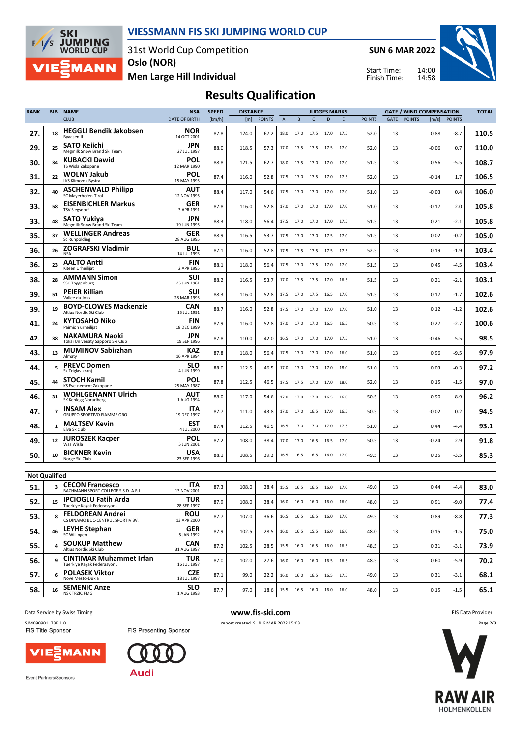# VIESSMANN FIS SKI JUMPING WORLD CUP

31st World Cup Competition
Oslo (NOR)
Men Large Hill Individual

SUN 6 MAR 2022

Start Time: 14:00
Finish Time: 14:58

## Results Qualification

| RANK | BIB | NAME / CLUB | NSA / DATE OF BIRTH | SPEED [km/h] | DISTANCE [m] | DISTANCE POINTS | A | B | C | D | E | JUDGES POINTS | GATE | GATE POINTS | WIND [m/s] | WIND POINTS | TOTAL |
|---|---|---|---|---|---|---|---|---|---|---|---|---|---|---|---|---|---|
| 27. | 18 | **HEGGLI Bendik Jakobsen** Byaasen IL | NOR 14 OCT 2001 | 87.8 | 124.0 | 67.2 | 18.0 | 17.0 | 17.5 | 17.0 | 17.5 | 52.0 | 13 | | 0.88 | -8.7 | 110.5 |
| 29. | 25 | **SATO Keiichi** Megmilk Snow Brand Ski Team | JPN 27 JUL 1997 | 88.0 | 118.5 | 57.3 | 17.0 | 17.5 | 17.5 | 17.5 | 17.0 | 52.0 | 13 | | -0.06 | 0.7 | 110.0 |
| 30. | 34 | **KUBACKI Dawid** TS Wisla Zakopane | POL 12 MAR 1990 | 88.8 | 121.5 | 62.7 | 18.0 | 17.5 | 17.0 | 17.0 | 17.0 | 51.5 | 13 | | 0.56 | -5.5 | 108.7 |
| 31. | 22 | **WOLNY Jakub** LKS Klimczok Bystra | POL 15 MAY 1995 | 87.4 | 116.0 | 52.8 | 17.5 | 17.0 | 17.5 | 17.0 | 17.5 | 52.0 | 13 | | -0.14 | 1.7 | 106.5 |
| 32. | 40 | **ASCHENWALD Philipp** SC Mayerhofen-Tirol | AUT 12 NOV 1995 | 88.4 | 117.0 | 54.6 | 17.5 | 17.0 | 17.0 | 17.0 | 17.0 | 51.0 | 13 | | -0.03 | 0.4 | 106.0 |
| 33. | 58 | **EISENBICHLER Markus** TSV Siegsdorf | GER 3 APR 1991 | 87.8 | 116.0 | 52.8 | 17.0 | 17.0 | 17.0 | 17.0 | 17.0 | 51.0 | 13 | | -0.17 | 2.0 | 105.8 |
| 33. | 48 | **SATO Yukiya** Megmilk Snow Brand Ski Team | JPN 19 JUN 1995 | 88.3 | 118.0 | 56.4 | 17.5 | 17.0 | 17.0 | 17.0 | 17.5 | 51.5 | 13 | | 0.21 | -2.1 | 105.8 |
| 35. | 37 | **WELLINGER Andreas** Sc Ruhpolding | GER 28 AUG 1995 | 88.9 | 116.5 | 53.7 | 17.5 | 17.0 | 17.0 | 17.5 | 17.0 | 51.5 | 13 | | 0.02 | -0.2 | 105.0 |
| 36. | 26 | **ZOGRAFSKI Vladimir** NSA | BUL 14 JUL 1993 | 87.1 | 116.0 | 52.8 | 17.5 | 17.5 | 17.5 | 17.5 | 17.5 | 52.5 | 13 | | 0.19 | -1.9 | 103.4 |
| 36. | 23 | **AALTO Antti** Kiteen Urheilijat | FIN 2 APR 1995 | 88.1 | 118.0 | 56.4 | 17.5 | 17.0 | 17.5 | 17.0 | 17.0 | 51.5 | 13 | | 0.45 | -4.5 | 103.4 |
| 38. | 28 | **AMMANN Simon** SSC Toggenburg | SUI 25 JUN 1981 | 88.2 | 116.5 | 53.7 | 17.0 | 17.5 | 17.5 | 17.0 | 16.5 | 51.5 | 13 | | 0.21 | -2.1 | 103.1 |
| 39. | 51 | **PEIER Killian** Vallee du Joux | SUI 28 MAR 1995 | 88.3 | 116.0 | 52.8 | 17.5 | 17.0 | 17.5 | 16.5 | 17.0 | 51.5 | 13 | | 0.17 | -1.7 | 102.6 |
| 39. | 19 | **BOYD-CLOWES Mackenzie** Altius Nordic Ski Club | CAN 13 JUL 1991 | 88.7 | 116.0 | 52.8 | 17.5 | 17.0 | 17.0 | 17.0 | 17.0 | 51.0 | 13 | | 0.12 | -1.2 | 102.6 |
| 41. | 24 | **KYTOSAHO Niko** Paimion urheilijat | FIN 18 DEC 1999 | 87.9 | 116.0 | 52.8 | 17.0 | 17.0 | 17.0 | 16.5 | 16.5 | 50.5 | 13 | | 0.27 | -2.7 | 100.6 |
| 42. | 38 | **NAKAMURA Naoki** Tokai University Sapporo Ski Club | JPN 19 SEP 1996 | 87.8 | 110.0 | 42.0 | 16.5 | 17.0 | 17.0 | 17.0 | 17.5 | 51.0 | 13 | | -0.46 | 5.5 | 98.5 |
| 43. | 13 | **MUMINOV Sabirzhan** Almaty | KAZ 16 APR 1994 | 87.8 | 118.0 | 56.4 | 17.5 | 17.0 | 17.0 | 17.0 | 16.0 | 51.0 | 13 | | 0.96 | -9.5 | 97.9 |
| 44. | 5 | **PREVC Domen** Sk Triglav kranj | SLO 4 JUN 1999 | 88.0 | 112.5 | 46.5 | 17.0 | 17.0 | 17.0 | 17.0 | 18.0 | 51.0 | 13 | | 0.03 | -0.3 | 97.2 |
| 45. | 44 | **STOCH Kamil** KS Eve-nement Zakopane | POL 25 MAY 1987 | 87.8 | 112.5 | 46.5 | 17.5 | 17.5 | 17.0 | 17.0 | 18.0 | 52.0 | 13 | | 0.15 | -1.5 | 97.0 |
| 46. | 31 | **WOHLGENANNT Ulrich** SK Kehlegg-Vorarlberg | AUT 1 AUG 1994 | 88.0 | 117.0 | 54.6 | 17.0 | 17.0 | 17.0 | 16.5 | 16.0 | 50.5 | 13 | | 0.90 | -8.9 | 96.2 |
| 47. | 7 | **INSAM Alex** GRUPPO SPORTIVO FIAMME ORO | ITA 19 DEC 1997 | 87.7 | 111.0 | 43.8 | 17.0 | 17.0 | 16.5 | 17.0 | 16.5 | 50.5 | 13 | | -0.02 | 0.2 | 94.5 |
| 48. | 1 | **MALTSEV Kevin** Elva Skiclub | EST 4 JUL 2000 | 87.4 | 112.5 | 46.5 | 16.5 | 17.0 | 17.0 | 17.0 | 17.5 | 51.0 | 13 | | 0.44 | -4.4 | 93.1 |
| 49. | 12 | **JUROSZEK Kacper** Wss Wisla | POL 5 JUN 2001 | 87.2 | 108.0 | 38.4 | 17.0 | 17.0 | 16.5 | 16.5 | 17.0 | 50.5 | 13 | | -0.24 | 2.9 | 91.8 |
| 50. | 10 | **BICKNER Kevin** Norge Ski Club | USA 23 SEP 1996 | 88.1 | 108.5 | 39.3 | 16.5 | 16.5 | 16.5 | 16.0 | 17.0 | 49.5 | 13 | | 0.35 | -3.5 | 85.3 |

### Not Qualified

| RANK | BIB | NAME / CLUB | NSA / DATE OF BIRTH | SPEED [km/h] | DISTANCE [m] | DISTANCE POINTS | A | B | C | D | E | JUDGES POINTS | GATE | GATE POINTS | WIND [m/s] | WIND POINTS | TOTAL |
|---|---|---|---|---|---|---|---|---|---|---|---|---|---|---|---|---|---|
| 51. | 3 | **CECON Francesco** BACHMANN SPORT COLLEGE S.S.D. A R.L | ITA 13 NOV 2001 | 87.3 | 108.0 | 38.4 | 15.5 | 16.5 | 16.5 | 16.0 | 17.0 | 49.0 | 13 | | 0.44 | -4.4 | 83.0 |
| 52. | 15 | **IPCIOGLU Fatih Arda** Tuerkiye Kayak Federasyonu | TUR 28 SEP 1997 | 87.9 | 108.0 | 38.4 | 16.0 | 16.0 | 16.0 | 16.0 | 16.0 | 48.0 | 13 | | 0.91 | -9.0 | 77.4 |
| 53. | 8 | **FELDOREAN Andrei** CS DINAMO BUC-CENTRUL SPORTIV BV. | ROU 13 APR 2000 | 87.7 | 107.0 | 36.6 | 16.5 | 16.5 | 16.5 | 16.0 | 17.0 | 49.5 | 13 | | 0.89 | -8.8 | 77.3 |
| 54. | 46 | **LEYHE Stephan** SC Willingen | GER 5 JAN 1992 | 87.9 | 102.5 | 28.5 | 16.0 | 16.5 | 15.5 | 16.0 | 16.0 | 48.0 | 13 | | 0.15 | -1.5 | 75.0 |
| 55. | 4 | **SOUKUP Matthew** Altius Nordic Ski Club | CAN 31 AUG 1997 | 87.2 | 102.5 | 28.5 | 15.5 | 16.0 | 16.5 | 16.0 | 16.5 | 48.5 | 13 | | 0.31 | -3.1 | 73.9 |
| 56. | 9 | **CINTIMAR Muhammet Irfan** Tuerkiye Kayak Federasyonu | TUR 16 JUL 1997 | 87.0 | 102.0 | 27.6 | 16.0 | 16.0 | 16.0 | 16.5 | 16.5 | 48.5 | 13 | | 0.60 | -5.9 | 70.2 |
| 57. | 6 | **POLASEK Viktor** Nove Mesto-Dukla | CZE 18 JUL 1997 | 87.1 | 99.0 | 22.2 | 16.0 | 16.0 | 16.5 | 16.5 | 17.5 | 49.0 | 13 | | 0.31 | -3.1 | 68.1 |
| 58. | 16 | **SEMENIC Anze** NSK TRZIC FMG | SLO 1 AUG 1993 | 87.7 | 97.0 | 18.6 | 15.5 | 16.5 | 16.0 | 16.0 | 16.0 | 48.0 | 13 | | 0.15 | -1.5 | 65.1 |

Data Service by Swiss Timing — www.fis-ski.com — FIS Data Provider

SJM090901_73B 1.0 — report created SUN 6 MAR 2022 15:03

FIS Title Sponsor — FIS Presenting Sponsor

Event Partners/Sponsors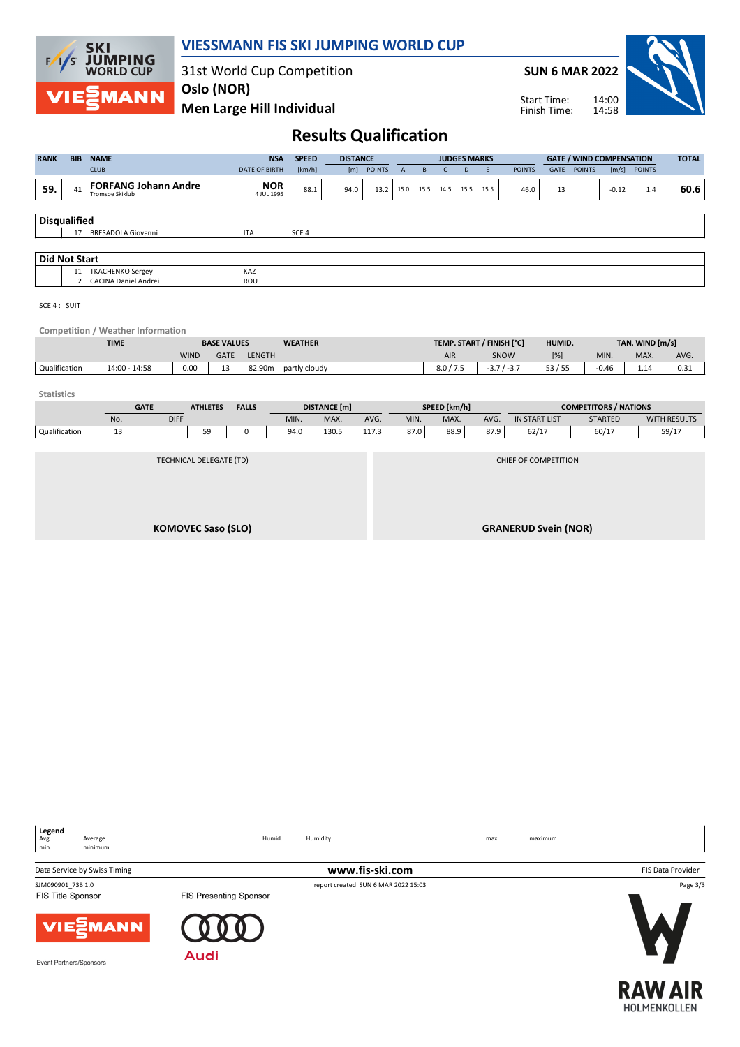# VIESSMANN FIS SKI JUMPING WORLD CUP

31st World Cup Competition
**Oslo (NOR)**
**Men Large Hill Individual**

**SUN 6 MAR 2022**

Start Time: 14:00
Finish Time: 14:58

## Results Qualification

| RANK | BIB | NAME / CLUB | NSA / DATE OF BIRTH | SPEED [km/h] | DISTANCE [m] | DISTANCE POINTS | A | B | C | D | E | JUDGES POINTS | GATE | GATE POINTS | WIND [m/s] | WIND POINTS | TOTAL |
|---|---|---|---|---|---|---|---|---|---|---|---|---|---|---|---|---|---|
| 59. | 41 | **FORFANG Johann Andre** Tromsoe Skiklub | **NOR** 4 JUL 1995 | 88.1 | 94.0 | 13.2 | 15.0 | 15.5 | 14.5 | 15.5 | 15.5 | 46.0 | 13 | | -0.12 | 1.4 | **60.6** |

### Disqualified

| | | | |
|---|---|---|---|
| 17 | BRESADOLA Giovanni | ITA | SCE 4 |

### Did Not Start

| | | |
|---|---|---|
| 11 | TKACHENKO Sergey | KAZ |
| 2 | CACINA Daniel Andrei | ROU |

SCE 4 : SUIT

### Competition / Weather Information

| | TIME | BASE VALUES WIND | GATE | LENGTH | WEATHER | TEMP. START / FINISH [°C] AIR | SNOW | HUMID. [%] | TAN. WIND [m/s] MIN. | MAX. | AVG. |
|---|---|---|---|---|---|---|---|---|---|---|---|
| Qualification | 14:00 - 14:58 | 0.00 | 13 | 82.90m | partly cloudy | 8.0 / 7.5 | -3.7 / -3.7 | 53 / 55 | -0.46 | 1.14 | 0.31 |

### Statistics

| | GATE No. | GATE DIFF | ATHLETES | FALLS | DISTANCE [m] MIN. | MAX. | AVG. | SPEED [km/h] MIN. | MAX. | AVG. | IN START LIST | STARTED | WITH RESULTS |
|---|---|---|---|---|---|---|---|---|---|---|---|---|---|
| Qualification | 13 | | 59 | 0 | 94.0 | 130.5 | 117.3 | 87.0 | 88.9 | 87.9 | 62/17 | 60/17 | 59/17 |

TECHNICAL DELEGATE (TD)
**KOMOVEC Saso (SLO)**

CHIEF OF COMPETITION
**GRANERUD Svein (NOR)**

Legend
Avg. Average
min. minimum
Humid. Humidity
max. maximum

Data Service by Swiss Timing
www.fis-ski.com
FIS Data Provider
SJM090901_73B 1.0
report created SUN 6 MAR 2022 15:03
FIS Title Sponsor
FIS Presenting Sponsor
Event Partners/Sponsors